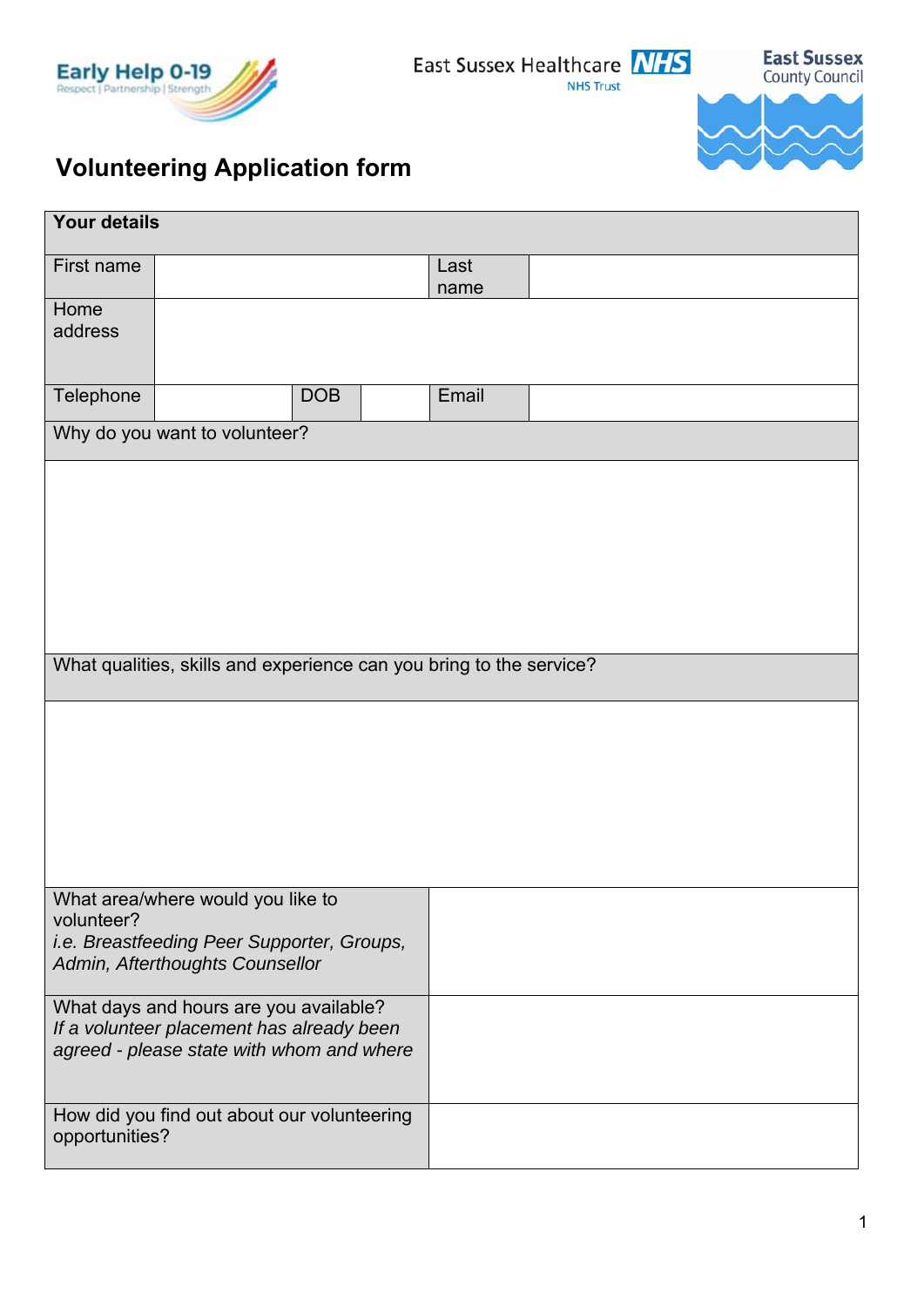Early Help 0-19
Respect | Partnership | Strength

East Sussex Healthcare NHS Trust

East Sussex County Council

# Volunteering Application form

| **Your details** | | | | | |
|---|---|---|---|---|---|
| First name | | | | Last name | |
| Home address | | | | | |
| Telephone | | DOB | | Email | |
| Why do you want to volunteer? | | | | | |
| | | | | | |
| What qualities, skills and experience can you bring to the service? | | | | | |
| | | | | | |
| What area/where would you like to volunteer? *i.e. Breastfeeding Peer Supporter, Groups, Admin, Afterthoughts Counsellor* | | | | | |
| What days and hours are you available? *If a volunteer placement has already been agreed - please state with whom and where* | | | | | |
| How did you find out about our volunteering opportunities? | | | | | |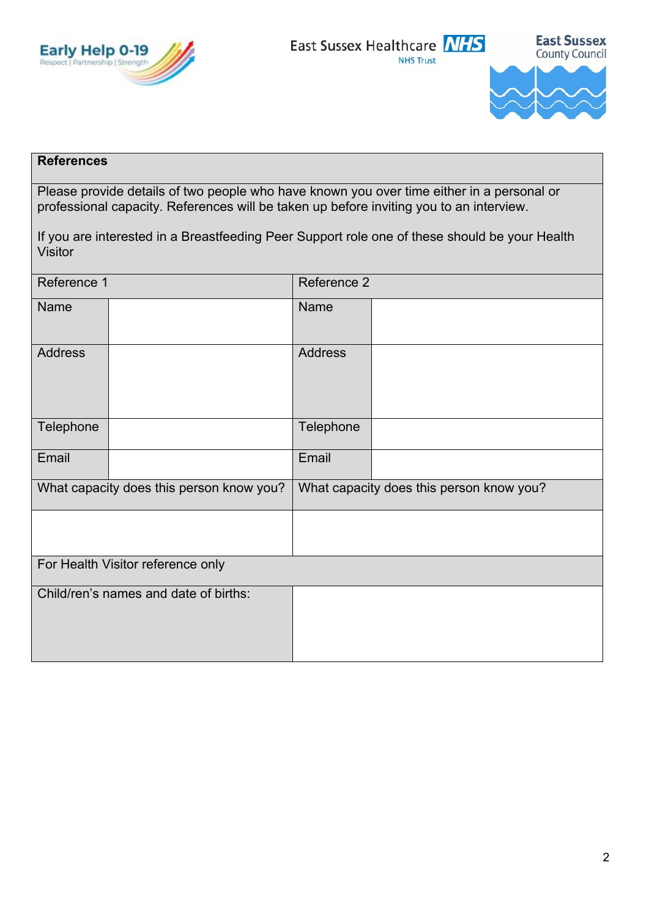| References | | | |
|---|---|---|---|
| Please provide details of two people who have known you over time either in a personal or professional capacity. References will be taken up before inviting you to an interview.<br><br>If you are interested in a Breastfeeding Peer Support role one of these should be your Health Visitor | | | |
| Reference 1 | | Reference 2 | |
| Name | | Name | |
| Address | | Address | |
| Telephone | | Telephone | |
| Email | | Email | |
| What capacity does this person know you? | | What capacity does this person know you? | |
| | | | |
| For Health Visitor reference only | | | |
| Child/ren's names and date of births: | | | |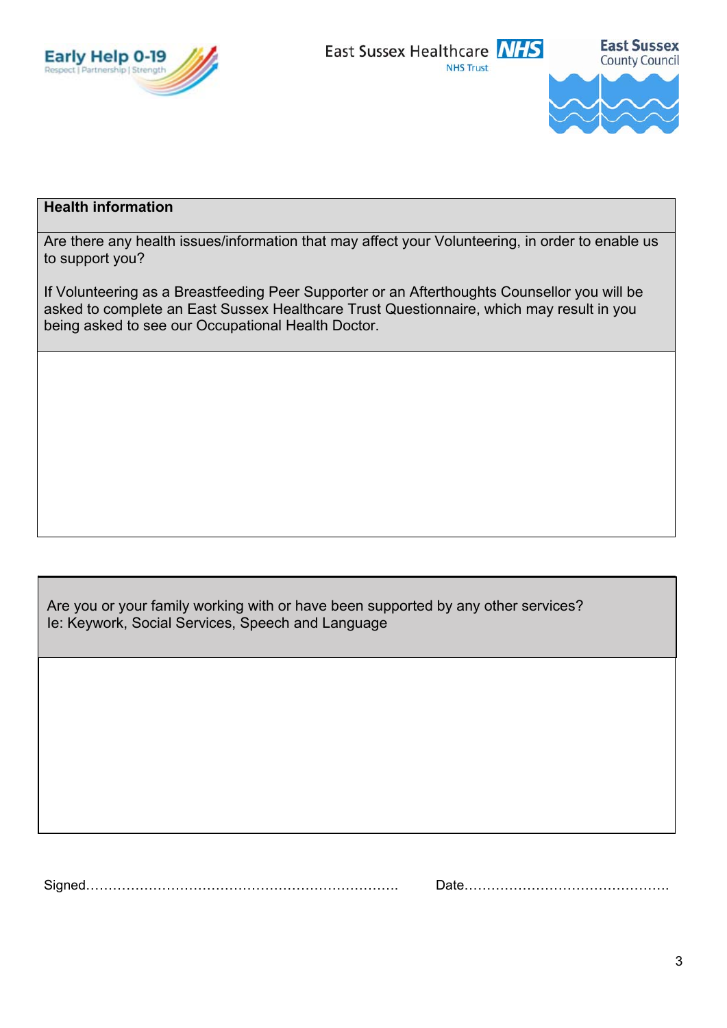Early Help 0-19
Respect | Partnership | Strength

East Sussex Healthcare NHS Trust

East Sussex County Council

| **Health information** |
|---|
| Are there any health issues/information that may affect your Volunteering, in order to enable us to support you?<br><br>If Volunteering as a Breastfeeding Peer Supporter or an Afterthoughts Counsellor you will be asked to complete an East Sussex Healthcare Trust Questionnaire, which may result in you being asked to see our Occupational Health Doctor. |
| |

| Are you or your family working with or have been supported by any other services?<br>Ie: Keywork, Social Services, Speech and Language |
|---|
| |

Signed…………………………………………………………….   Date……………………………………….